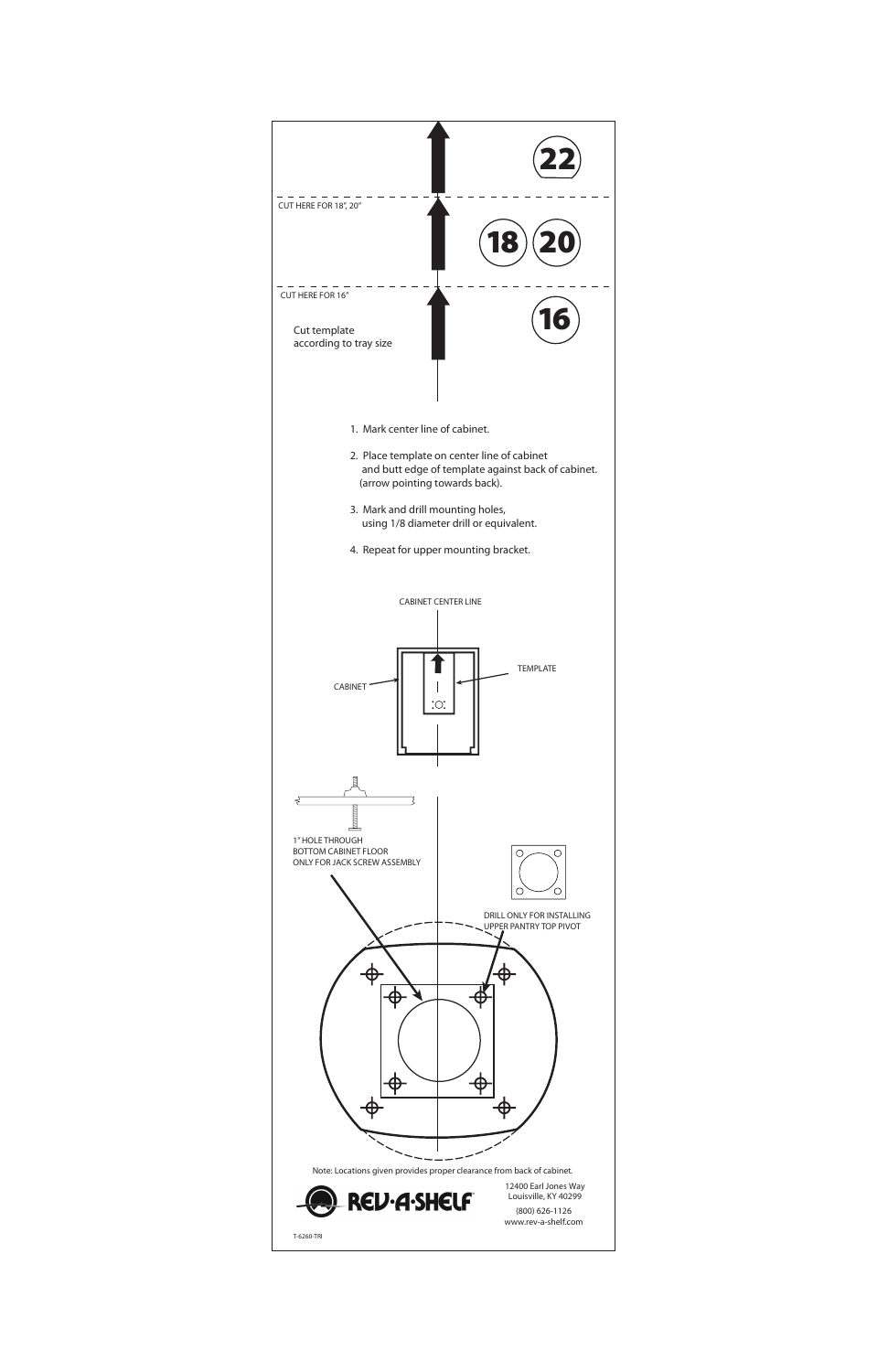22

CUT HERE FOR 18", 20"

18 20

CUT HERE FOR 16"

16

Cut template according to tray size

1. Mark center line of cabinet.
2. Place template on center line of cabinet and butt edge of template against back of cabinet. (arrow pointing towards back).
3. Mark and drill mounting holes, using 1/8 diameter drill or equivalent.
4. Repeat for upper mounting bracket.

CABINET CENTER LINE

CABINET

TEMPLATE

1" HOLE THROUGH BOTTOM CABINET FLOOR ONLY FOR JACK SCREW ASSEMBLY

DRILL ONLY FOR INSTALLING UPPER PANTRY TOP PIVOT

Note: Locations given provides proper clearance from back of cabinet.

REV-A-SHELF

12400 Earl Jones Way
Louisville, KY 40299
(800) 626-1126
www.rev-a-shelf.com

T-6260-TRI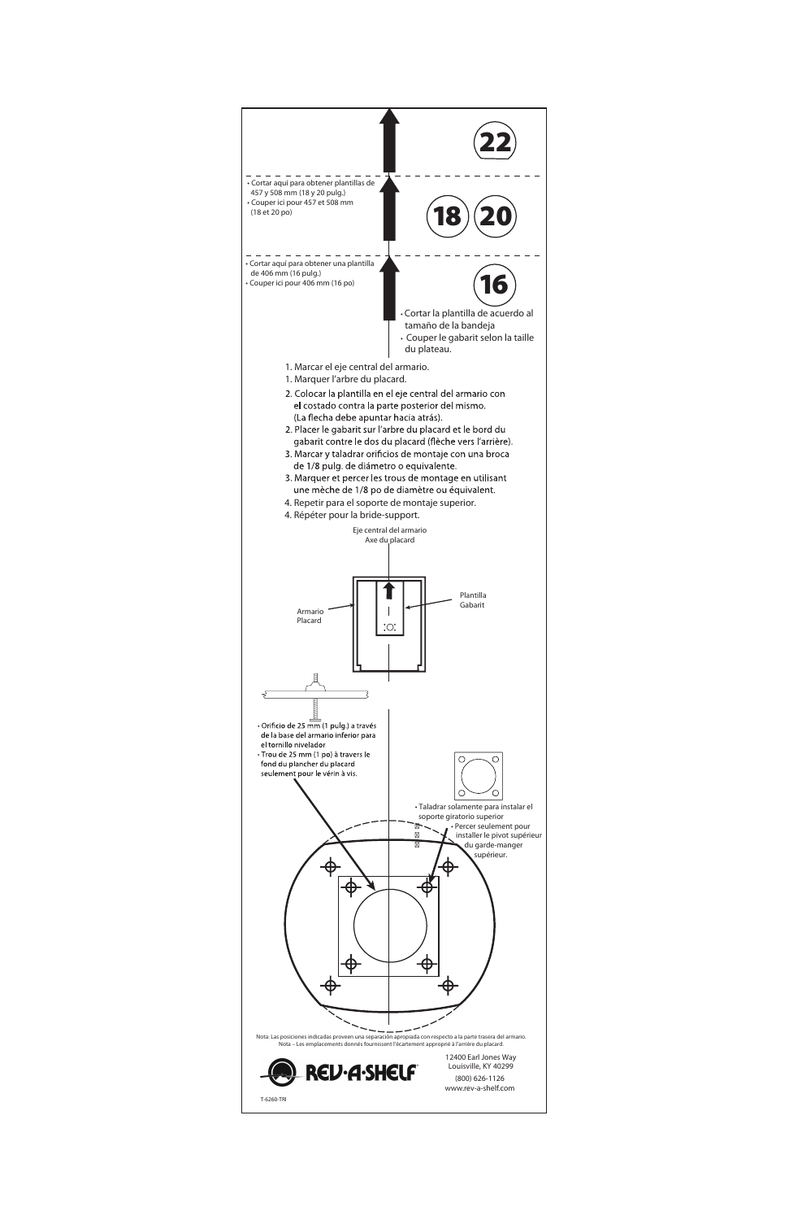22

- Cortar aquí para obtener plantillas de 457 y 508 mm (18 y 20 pulg.)
- Couper ici pour 457 et 508 mm (18 et 20 po)

18 20

- Cortar aquí para obtener una plantilla de 406 mm (16 pulg.)
- Couper ici pour 406 mm (16 po)

16

- Cortar la plantilla de acuerdo al tamaño de la bandeja
- Couper le gabarit selon la taille du plateau.

1. Marcar el eje central del armario.
1. Marquer l'arbre du placard.
2. Colocar la plantilla en el eje central del armario con el costado contra la parte posterior del mismo. (La flecha debe apuntar hacia atrás).
2. Placer le gabarit sur l'arbre du placard et le bord du gabarit contre le dos du placard (flèche vers l'arrière).
3. Marcar y taladrar orificios de montaje con una broca de 1/8 pulg. de diámetro o equivalente.
3. Marquer et percer les trous de montage en utilisant une mèche de 1/8 po de diamètre ou équivalent.
4. Repetir para el soporte de montaje superior.
4. Répéter pour la bride-support.

Eje central del armario
Axe du placard

Armario
Placard

Plantilla
Gabarit

- Orificio de 25 mm (1 pulg.) a través de la base del armario inferior para el tornillo nivelador
- Trou de 25 mm (1 po) à travers le fond du plancher du placard seulement pour le vérin à vis.

- Taladrar solamente para instalar el soporte giratorio superior
- Percer seulement pour installer le pivot supérieur du garde-manger supérieur.

Nota: Las posiciones indicadas proveen una separación apropiada con respecto a la parte trasera del armario.
Nota – Les emplacements donnés fournissent l'écartement approprié à l'arrière du placard.

REV-A-SHELF®

12400 Earl Jones Way
Louisville, KY 40299
(800) 626-1126
www.rev-a-shelf.com

T-6260-TRI